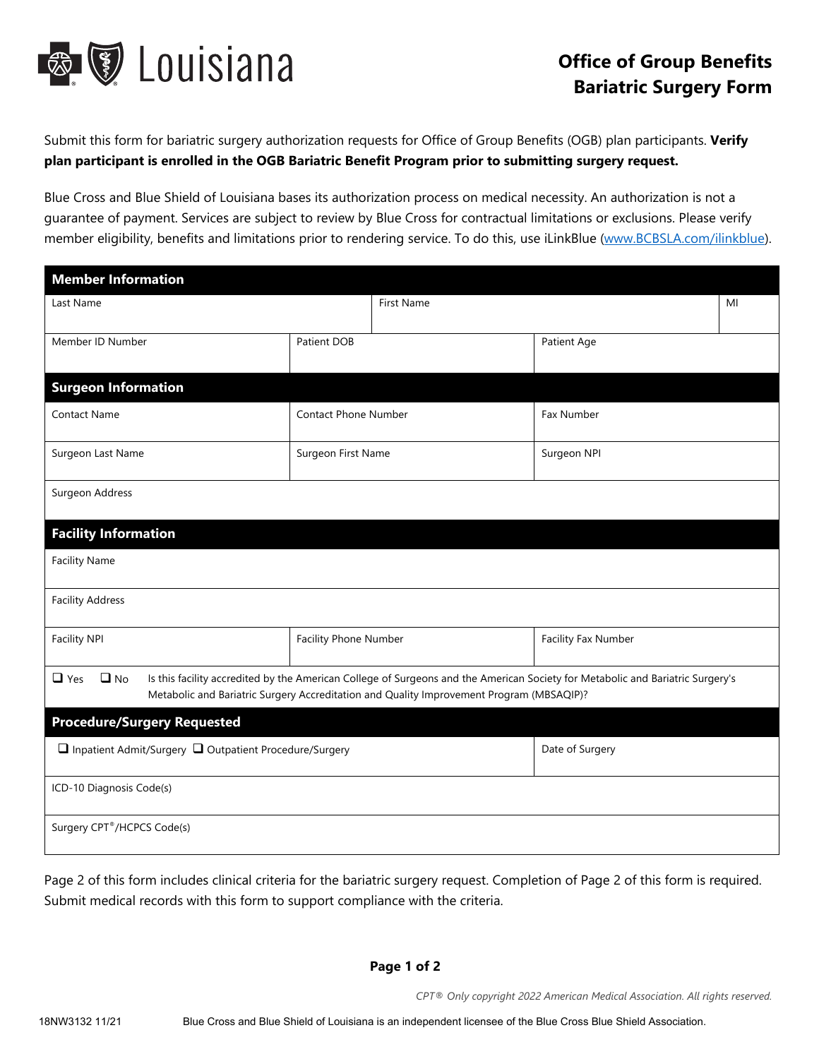# Office of Group Benefits Bariatric Surgery Form

Submit this form for bariatric surgery authorization requests for Office of Group Benefits (OGB) plan participants. **Verify plan participant is enrolled in the OGB Bariatric Benefit Program prior to submitting surgery request.**

Blue Cross and Blue Shield of Louisiana bases its authorization process on medical necessity. An authorization is not a guarantee of payment. Services are subject to review by Blue Cross for contractual limitations or exclusions. Please verify member eligibility, benefits and limitations prior to rendering service. To do this, use iLinkBlue (www.BCBSLA.com/ilinkblue).

## Member Information

| Last Name | First Name | MI |
|---|---|---|
| | | |

| Member ID Number | Patient DOB | Patient Age |
|---|---|---|
| | | |

## Surgeon Information

| Contact Name | Contact Phone Number | Fax Number |
|---|---|---|
| | | |
| **Surgeon Last Name** | **Surgeon First Name** | **Surgeon NPI** |
| | | |

Surgeon Address

## Facility Information

Facility Name

Facility Address

| Facility NPI | Facility Phone Number | Facility Fax Number |
|---|---|---|
| | | |

☐ Yes ☐ No Is this facility accredited by the American College of Surgeons and the American Society for Metabolic and Bariatric Surgery's Metabolic and Bariatric Surgery Accreditation and Quality Improvement Program (MBSAQIP)?

## Procedure/Surgery Requested

| ☐ Inpatient Admit/Surgery ☐ Outpatient Procedure/Surgery | Date of Surgery |
|---|---|
| | |

ICD-10 Diagnosis Code(s)

Surgery CPT®/HCPCS Code(s)

Page 2 of this form includes clinical criteria for the bariatric surgery request. Completion of Page 2 of this form is required. Submit medical records with this form to support compliance with the criteria.

*CPT® Only copyright 2022 American Medical Association. All rights reserved.*

18NW3132 11/21 Blue Cross and Blue Shield of Louisiana is an independent licensee of the Blue Cross Blue Shield Association.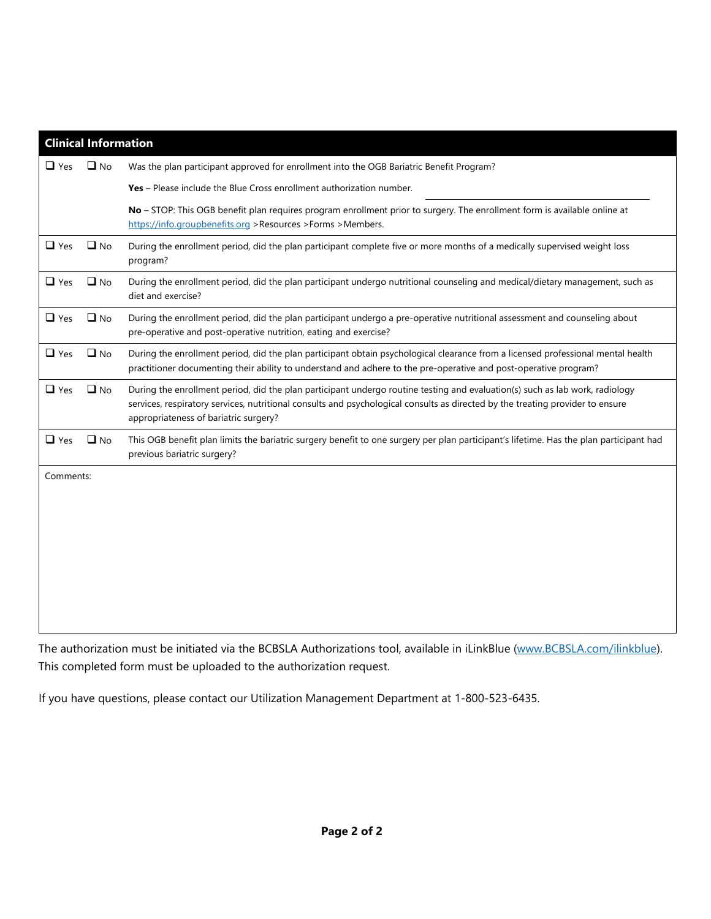## Clinical Information

| | | |
|---|---|---|
| ❑ Yes | ❑ No | Was the plan participant approved for enrollment into the OGB Bariatric Benefit Program?<br><br>**Yes** – Please include the Blue Cross enrollment authorization number. \_\_\_\_\_\_\_\_\_\_\_\_\_\_\_\_\_\_\_\_<br><br>**No** – STOP: This OGB benefit plan requires program enrollment prior to surgery. The enrollment form is available online at https://info.groupbenefits.org >Resources >Forms >Members. |
| ❑ Yes | ❑ No | During the enrollment period, did the plan participant complete five or more months of a medically supervised weight loss program? |
| ❑ Yes | ❑ No | During the enrollment period, did the plan participant undergo nutritional counseling and medical/dietary management, such as diet and exercise? |
| ❑ Yes | ❑ No | During the enrollment period, did the plan participant undergo a pre-operative nutritional assessment and counseling about pre-operative and post-operative nutrition, eating and exercise? |
| ❑ Yes | ❑ No | During the enrollment period, did the plan participant obtain psychological clearance from a licensed professional mental health practitioner documenting their ability to understand and adhere to the pre-operative and post-operative program? |
| ❑ Yes | ❑ No | During the enrollment period, did the plan participant undergo routine testing and evaluation(s) such as lab work, radiology services, respiratory services, nutritional consults and psychological consults as directed by the treating provider to ensure appropriateness of bariatric surgery? |
| ❑ Yes | ❑ No | This OGB benefit plan limits the bariatric surgery benefit to one surgery per plan participant's lifetime. Has the plan participant had previous bariatric surgery? |

Comments:

The authorization must be initiated via the BCBSLA Authorizations tool, available in iLinkBlue (www.BCBSLA.com/ilinkblue). This completed form must be uploaded to the authorization request.

If you have questions, please contact our Utilization Management Department at 1-800-523-6435.